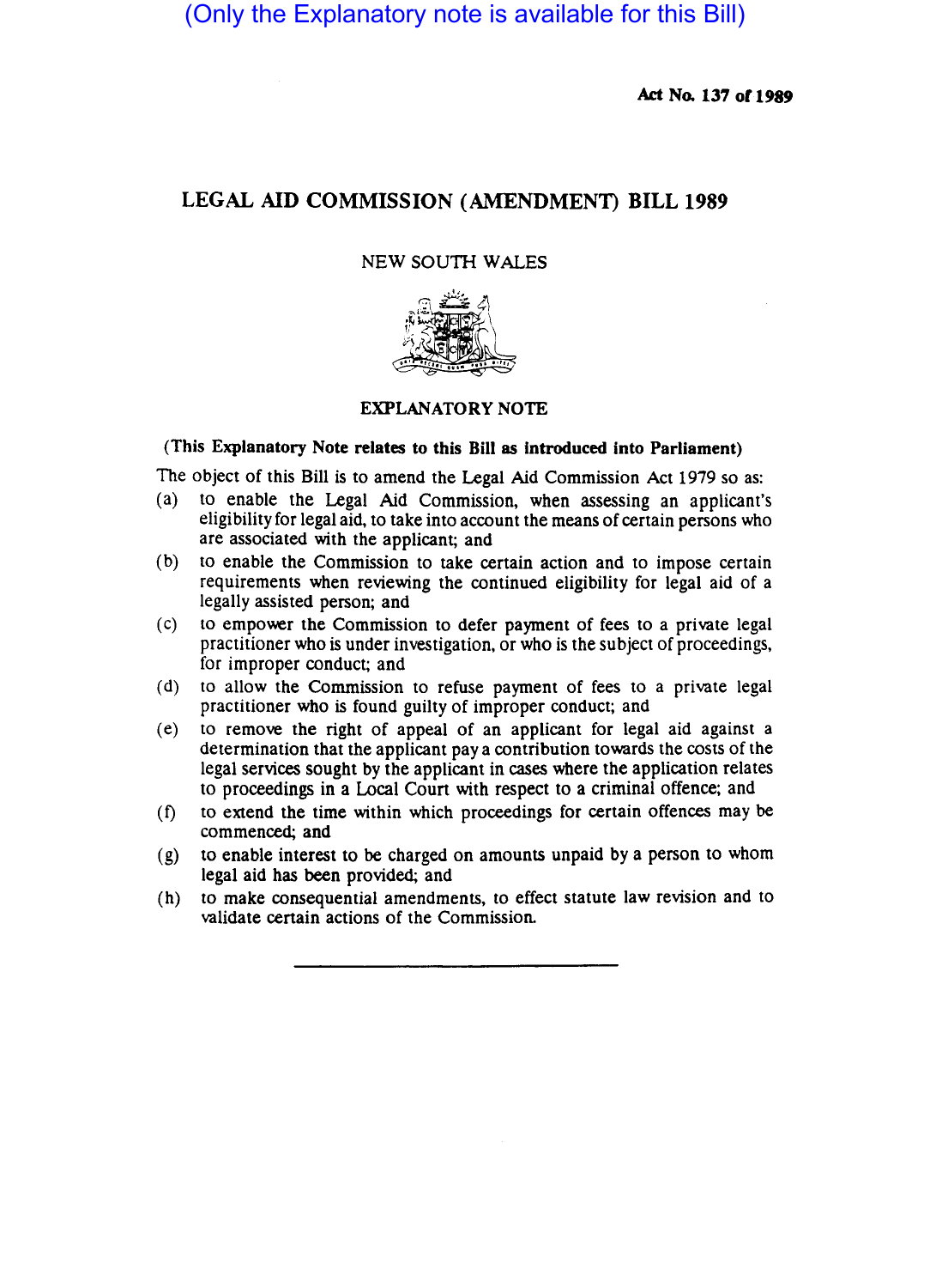(Only the Explanatory note is available for this Bill)

Act No. 137 of 1989

# LEGAL AID COMMISSION (AMENDMENT) BILL 1989

NEW SOUTH WALES

## EXPLANATORY NOTE

**(This Explanatory Note relates to this Bill as introduced into Parliament)**

The object of this Bill is to amend the Legal Aid Commission Act 1979 so as:

(a) to enable the Legal Aid Commission, when assessing an applicant's eligibility for legal aid, to take into account the means of certain persons who are associated with the applicant; and

(b) to enable the Commission to take certain action and to impose certain requirements when reviewing the continued eligibility for legal aid of a legally assisted person; and

(c) to empower the Commission to defer payment of fees to a private legal practitioner who is under investigation, or who is the subject of proceedings, for improper conduct; and

(d) to allow the Commission to refuse payment of fees to a private legal practitioner who is found guilty of improper conduct; and

(e) to remove the right of appeal of an applicant for legal aid against a determination that the applicant pay a contribution towards the costs of the legal services sought by the applicant in cases where the application relates to proceedings in a Local Court with respect to a criminal offence; and

(f) to extend the time within which proceedings for certain offences may be commenced; and

(g) to enable interest to be charged on amounts unpaid by a person to whom legal aid has been provided; and

(h) to make consequential amendments, to effect statute law revision and to validate certain actions of the Commission.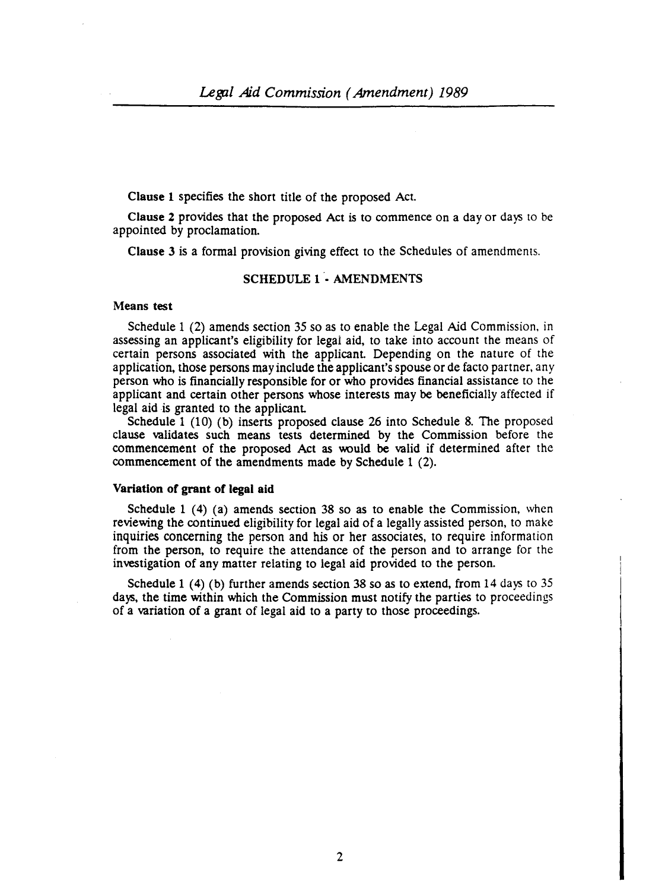**Clause 1** specifies the short title of the proposed Act.

**Clause 2** provides that the proposed Act is to commence on a day or days to be appointed by proclamation.

**Clause 3** is a formal provision giving effect to the Schedules of amendments.

## SCHEDULE 1 - AMENDMENTS

### Means test

Schedule 1 (2) amends section 35 so as to enable the Legal Aid Commission, in assessing an applicant's eligibility for legal aid, to take into account the means of certain persons associated with the applicant. Depending on the nature of the application, those persons may include the applicant's spouse or de facto partner, any person who is financially responsible for or who provides financial assistance to the applicant and certain other persons whose interests may be beneficially affected if legal aid is granted to the applicant.

Schedule 1 (10) (b) inserts proposed clause 26 into Schedule 8. The proposed clause validates such means tests determined by the Commission before the commencement of the proposed Act as would be valid if determined after the commencement of the amendments made by Schedule 1 (2).

### Variation of grant of legal aid

Schedule 1 (4) (a) amends section 38 so as to enable the Commission, when reviewing the continued eligibility for legal aid of a legally assisted person, to make inquiries concerning the person and his or her associates, to require information from the person, to require the attendance of the person and to arrange for the investigation of any matter relating to legal aid provided to the person.

Schedule 1 (4) (b) further amends section 38 so as to extend, from 14 days to 35 days, the time within which the Commission must notify the parties to proceedings of a variation of a grant of legal aid to a party to those proceedings.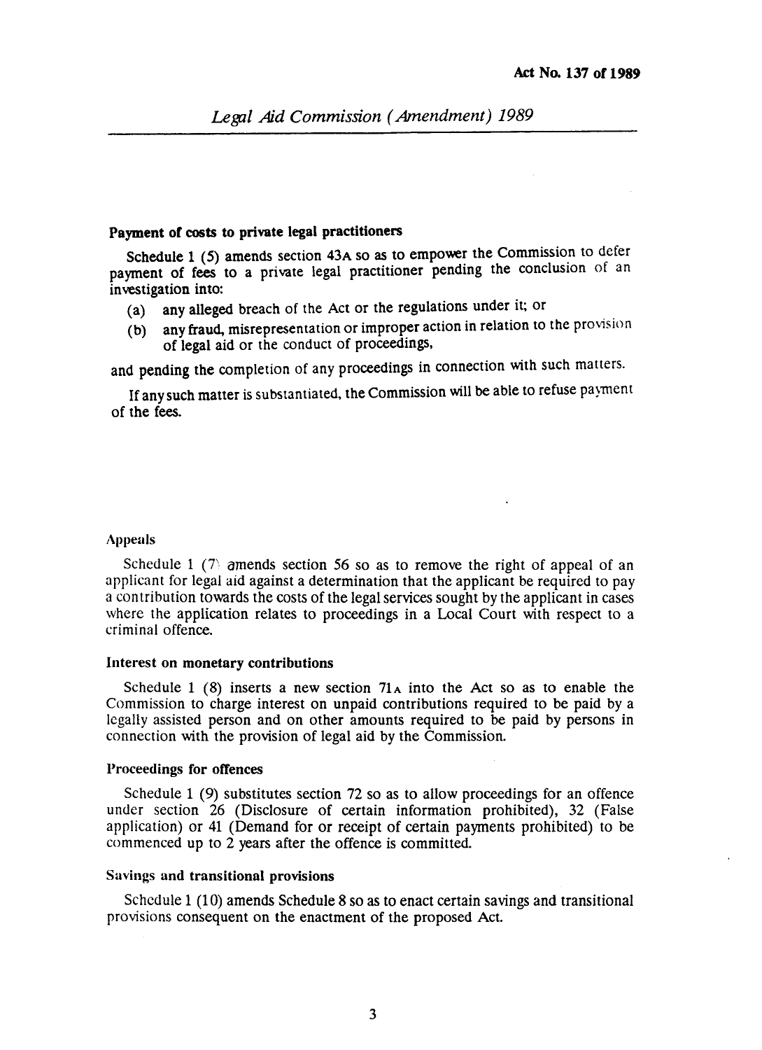**Payment of costs to private legal practitioners**

Schedule 1 (5) amends section 43A so as to empower the Commission to defer payment of fees to a private legal practitioner pending the conclusion of an investigation into:

(a) any alleged breach of the Act or the regulations under it; or

(b) any fraud, misrepresentation or improper action in relation to the provision of legal aid or the conduct of proceedings,

and pending the completion of any proceedings in connection with such matters.

If any such matter is substantiated, the Commission will be able to refuse payment of the fees.

**Appeals**

Schedule 1 (7) amends section 56 so as to remove the right of appeal of an applicant for legal aid against a determination that the applicant be required to pay a contribution towards the costs of the legal services sought by the applicant in cases where the application relates to proceedings in a Local Court with respect to a criminal offence.

**Interest on monetary contributions**

Schedule 1 (8) inserts a new section 71A into the Act so as to enable the Commission to charge interest on unpaid contributions required to be paid by a legally assisted person and on other amounts required to be paid by persons in connection with the provision of legal aid by the Commission.

**Proceedings for offences**

Schedule 1 (9) substitutes section 72 so as to allow proceedings for an offence under section 26 (Disclosure of certain information prohibited), 32 (False application) or 41 (Demand for or receipt of certain payments prohibited) to be commenced up to 2 years after the offence is committed.

**Savings and transitional provisions**

Schedule 1 (10) amends Schedule 8 so as to enact certain savings and transitional provisions consequent on the enactment of the proposed Act.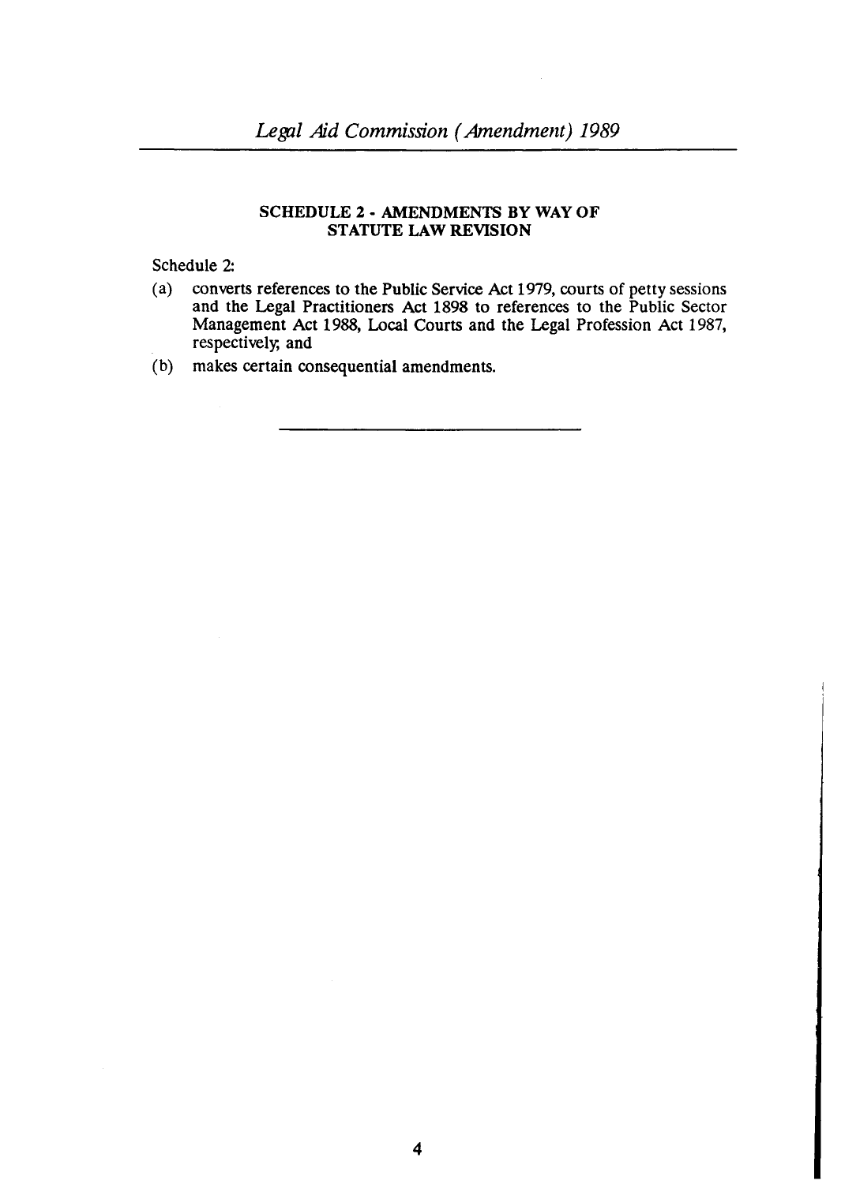## SCHEDULE 2 - AMENDMENTS BY WAY OF STATUTE LAW REVISION

Schedule 2:

(a) converts references to the Public Service Act 1979, courts of petty sessions and the Legal Practitioners Act 1898 to references to the Public Sector Management Act 1988, Local Courts and the Legal Profession Act 1987, respectively; and

(b) makes certain consequential amendments.